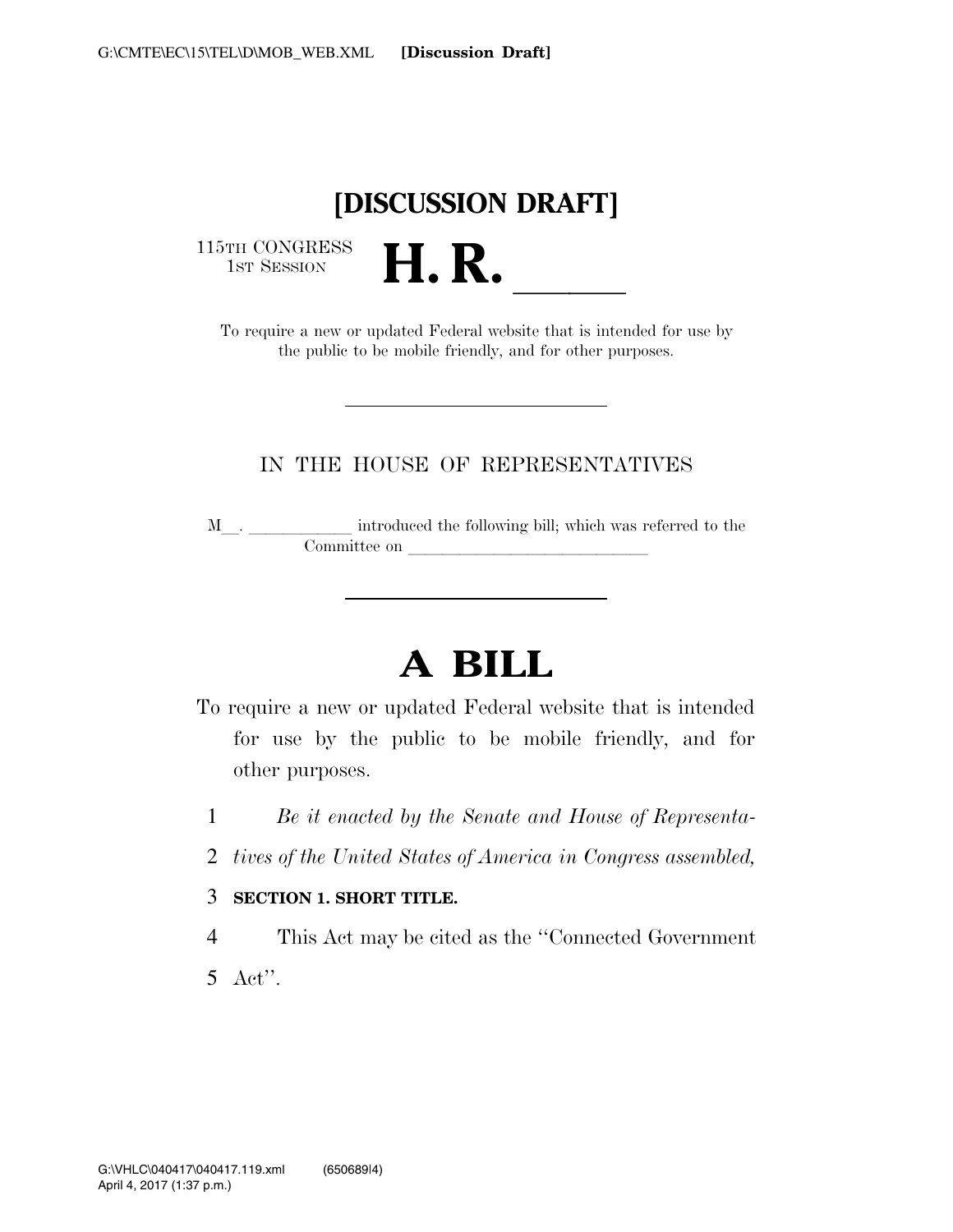# [DISCUSSION DRAFT]

115TH CONGRESS
1ST SESSION

# H. R. ____

To require a new or updated Federal website that is intended for use by the public to be mobile friendly, and for other purposes.

---

IN THE HOUSE OF REPRESENTATIVES

M__. ____________ introduced the following bill; which was referred to the Committee on ____________________________

---

# A BILL

To require a new or updated Federal website that is intended for use by the public to be mobile friendly, and for other purposes.

1 *Be it enacted by the Senate and House of Representa-*
2 *tives of the United States of America in Congress assembled,*

3 **SECTION 1. SHORT TITLE.**

4 This Act may be cited as the "Connected Government
5 Act".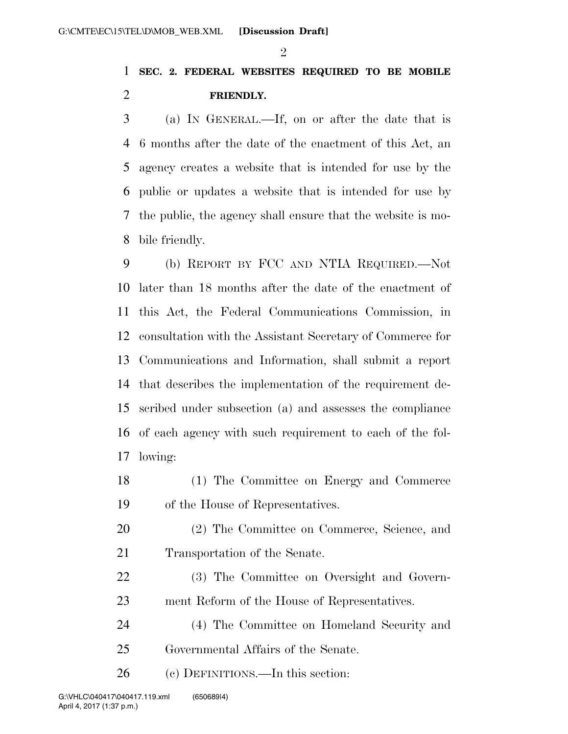**SEC. 2. FEDERAL WEBSITES REQUIRED TO BE MOBILE FRIENDLY.**

(a) IN GENERAL.—If, on or after the date that is 6 months after the date of the enactment of this Act, an agency creates a website that is intended for use by the public or updates a website that is intended for use by the public, the agency shall ensure that the website is mobile friendly.

(b) REPORT BY FCC AND NTIA REQUIRED.—Not later than 18 months after the date of the enactment of this Act, the Federal Communications Commission, in consultation with the Assistant Secretary of Commerce for Communications and Information, shall submit a report that describes the implementation of the requirement described under subsection (a) and assesses the compliance of each agency with such requirement to each of the following:

(1) The Committee on Energy and Commerce of the House of Representatives.

(2) The Committee on Commerce, Science, and Transportation of the Senate.

(3) The Committee on Oversight and Government Reform of the House of Representatives.

(4) The Committee on Homeland Security and Governmental Affairs of the Senate.

(c) DEFINITIONS.—In this section: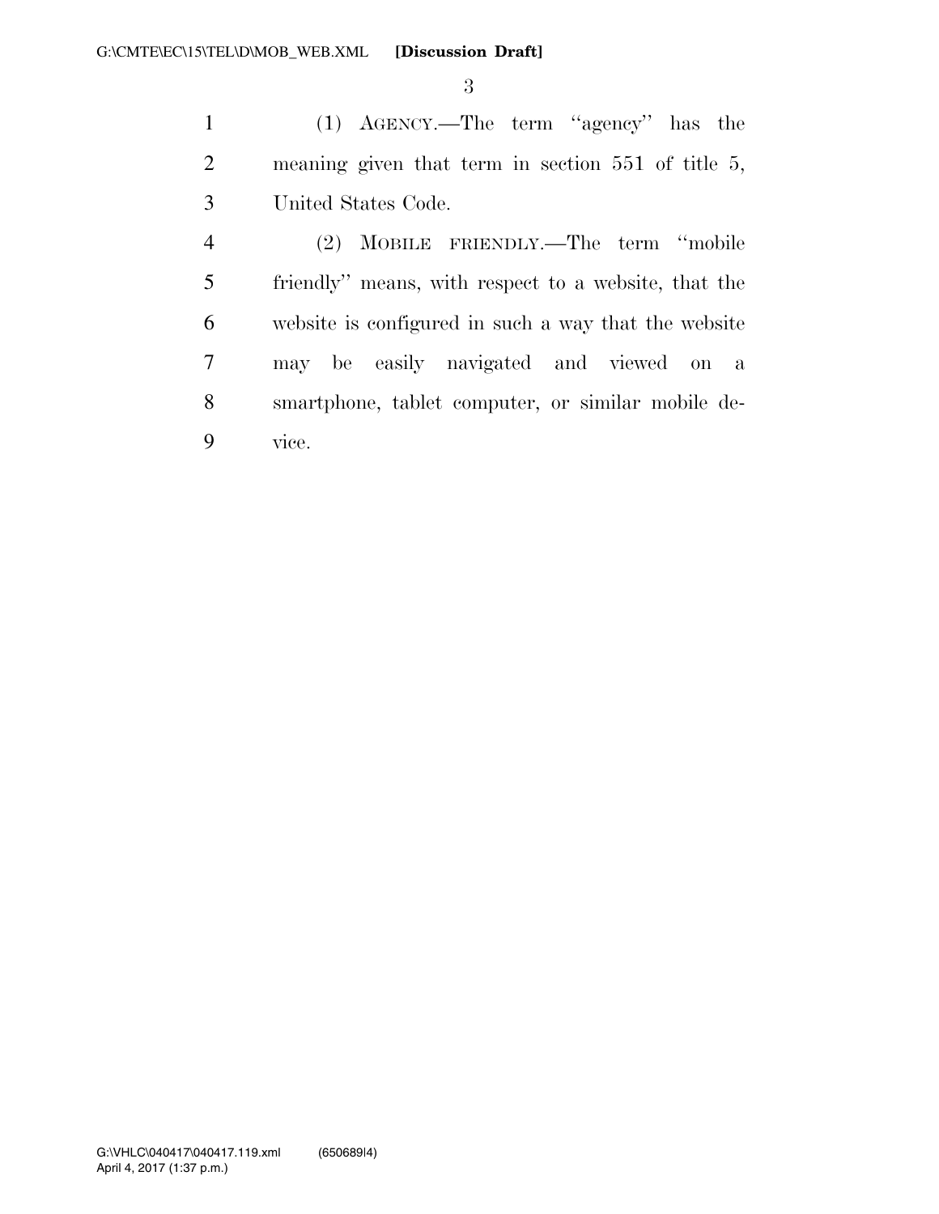(1) AGENCY.—The term "agency" has the meaning given that term in section 551 of title 5, United States Code.

(2) MOBILE FRIENDLY.—The term "mobile friendly" means, with respect to a website, that the website is configured in such a way that the website may be easily navigated and viewed on a smartphone, tablet computer, or similar mobile device.